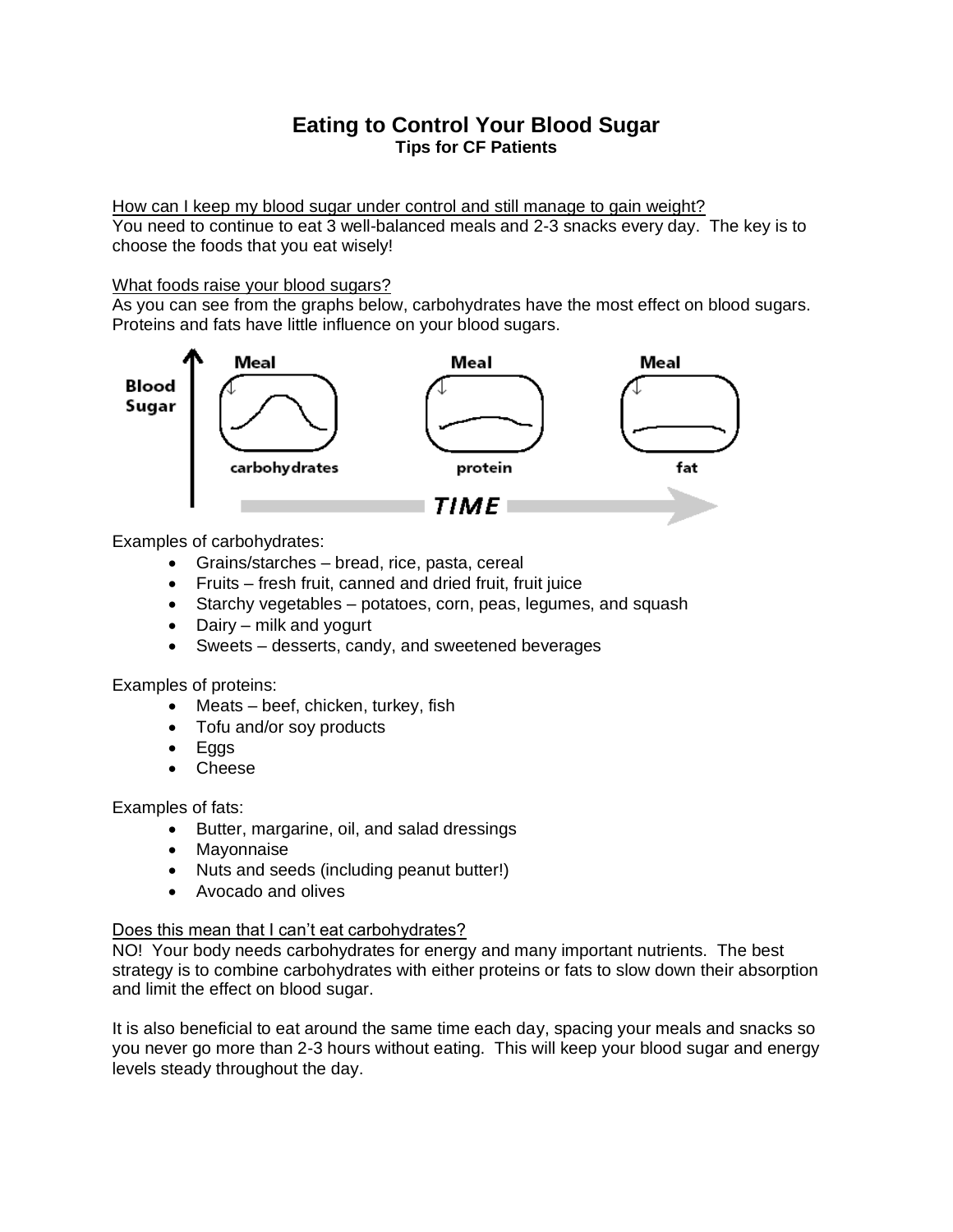# Eating to Control Your Blood Sugar

**Tips for CF Patients**

How can I keep my blood sugar under control and still manage to gain weight?

You need to continue to eat 3 well-balanced meals and 2-3 snacks every day. The key is to choose the foods that you eat wisely!

What foods raise your blood sugars?

As you can see from the graphs below, carbohydrates have the most effect on blood sugars. Proteins and fats have little influence on your blood sugars.

Examples of carbohydrates:

- Grains/starches – bread, rice, pasta, cereal
- Fruits – fresh fruit, canned and dried fruit, fruit juice
- Starchy vegetables – potatoes, corn, peas, legumes, and squash
- Dairy – milk and yogurt
- Sweets – desserts, candy, and sweetened beverages

Examples of proteins:

- Meats – beef, chicken, turkey, fish
- Tofu and/or soy products
- Eggs
- Cheese

Examples of fats:

- Butter, margarine, oil, and salad dressings
- Mayonnaise
- Nuts and seeds (including peanut butter!)
- Avocado and olives

Does this mean that I can't eat carbohydrates?

NO! Your body needs carbohydrates for energy and many important nutrients. The best strategy is to combine carbohydrates with either proteins or fats to slow down their absorption and limit the effect on blood sugar.

It is also beneficial to eat around the same time each day, spacing your meals and snacks so you never go more than 2-3 hours without eating. This will keep your blood sugar and energy levels steady throughout the day.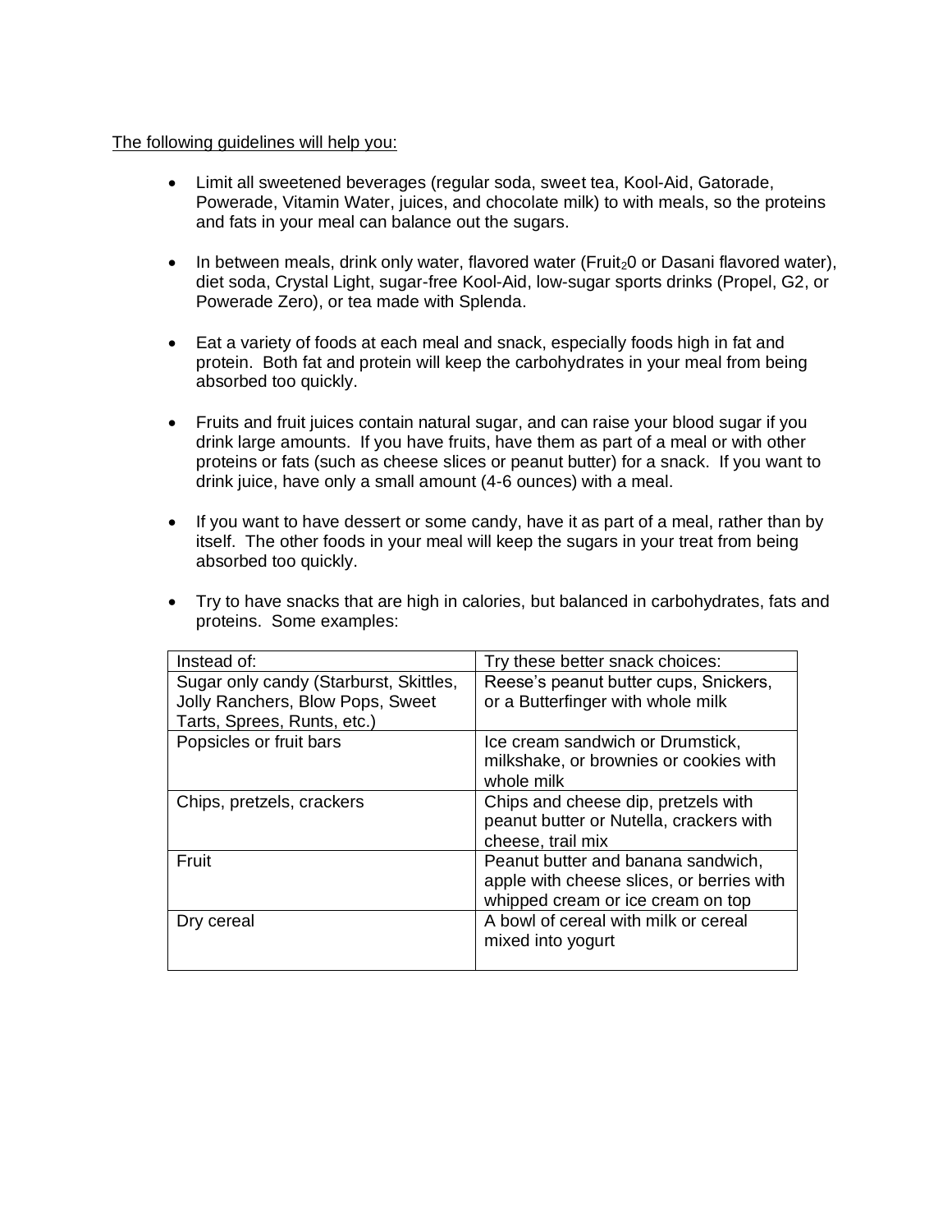The following guidelines will help you:

- Limit all sweetened beverages (regular soda, sweet tea, Kool-Aid, Gatorade, Powerade, Vitamin Water, juices, and chocolate milk) to with meals, so the proteins and fats in your meal can balance out the sugars.

- In between meals, drink only water, flavored water (Fruit$_2$0 or Dasani flavored water), diet soda, Crystal Light, sugar-free Kool-Aid, low-sugar sports drinks (Propel, G2, or Powerade Zero), or tea made with Splenda.

- Eat a variety of foods at each meal and snack, especially foods high in fat and protein. Both fat and protein will keep the carbohydrates in your meal from being absorbed too quickly.

- Fruits and fruit juices contain natural sugar, and can raise your blood sugar if you drink large amounts. If you have fruits, have them as part of a meal or with other proteins or fats (such as cheese slices or peanut butter) for a snack. If you want to drink juice, have only a small amount (4-6 ounces) with a meal.

- If you want to have dessert or some candy, have it as part of a meal, rather than by itself. The other foods in your meal will keep the sugars in your treat from being absorbed too quickly.

- Try to have snacks that are high in calories, but balanced in carbohydrates, fats and proteins. Some examples:

| Instead of: | Try these better snack choices: |
|---|---|
| Sugar only candy (Starburst, Skittles, Jolly Ranchers, Blow Pops, Sweet Tarts, Sprees, Runts, etc.) | Reese's peanut butter cups, Snickers, or a Butterfinger with whole milk |
| Popsicles or fruit bars | Ice cream sandwich or Drumstick, milkshake, or brownies or cookies with whole milk |
| Chips, pretzels, crackers | Chips and cheese dip, pretzels with peanut butter or Nutella, crackers with cheese, trail mix |
| Fruit | Peanut butter and banana sandwich, apple with cheese slices, or berries with whipped cream or ice cream on top |
| Dry cereal | A bowl of cereal with milk or cereal mixed into yogurt |